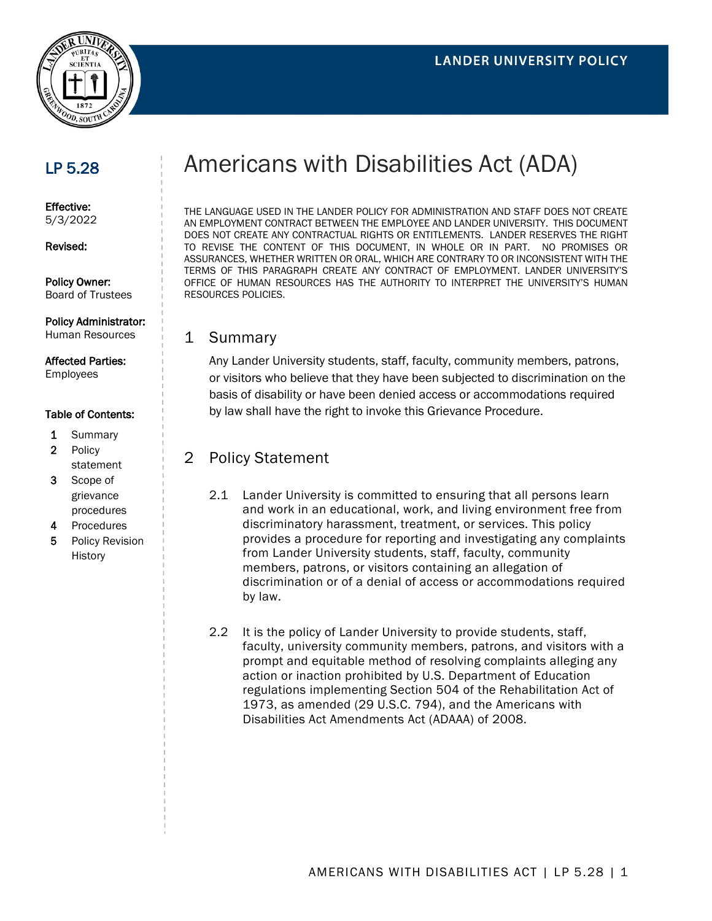LANDER UNIVERSITY POLICY

# Americans with Disabilities Act (ADA)

**LP 5.28**

**Effective:**
5/3/2022

**Revised:**

**Policy Owner:**
Board of Trustees

**Policy Administrator:**
Human Resources

**Affected Parties:**
Employees

**Table of Contents:**

1. Summary
2. Policy statement
3. Scope of grievance procedures
4. Procedures
5. Policy Revision History

THE LANGUAGE USED IN THE LANDER POLICY FOR ADMINISTRATION AND STAFF DOES NOT CREATE AN EMPLOYMENT CONTRACT BETWEEN THE EMPLOYEE AND LANDER UNIVERSITY. THIS DOCUMENT DOES NOT CREATE ANY CONTRACTUAL RIGHTS OR ENTITLEMENTS. LANDER RESERVES THE RIGHT TO REVISE THE CONTENT OF THIS DOCUMENT, IN WHOLE OR IN PART. NO PROMISES OR ASSURANCES, WHETHER WRITTEN OR ORAL, WHICH ARE CONTRARY TO OR INCONSISTENT WITH THE TERMS OF THIS PARAGRAPH CREATE ANY CONTRACT OF EMPLOYMENT. LANDER UNIVERSITY'S OFFICE OF HUMAN RESOURCES HAS THE AUTHORITY TO INTERPRET THE UNIVERSITY'S HUMAN RESOURCES POLICIES.

## 1 Summary

Any Lander University students, staff, faculty, community members, patrons, or visitors who believe that they have been subjected to discrimination on the basis of disability or have been denied access or accommodations required by law shall have the right to invoke this Grievance Procedure.

## 2 Policy Statement

2.1 Lander University is committed to ensuring that all persons learn and work in an educational, work, and living environment free from discriminatory harassment, treatment, or services. This policy provides a procedure for reporting and investigating any complaints from Lander University students, staff, faculty, community members, patrons, or visitors containing an allegation of discrimination or of a denial of access or accommodations required by law.

2.2 It is the policy of Lander University to provide students, staff, faculty, university community members, patrons, and visitors with a prompt and equitable method of resolving complaints alleging any action or inaction prohibited by U.S. Department of Education regulations implementing Section 504 of the Rehabilitation Act of 1973, as amended (29 U.S.C. 794), and the Americans with Disabilities Act Amendments Act (ADAAA) of 2008.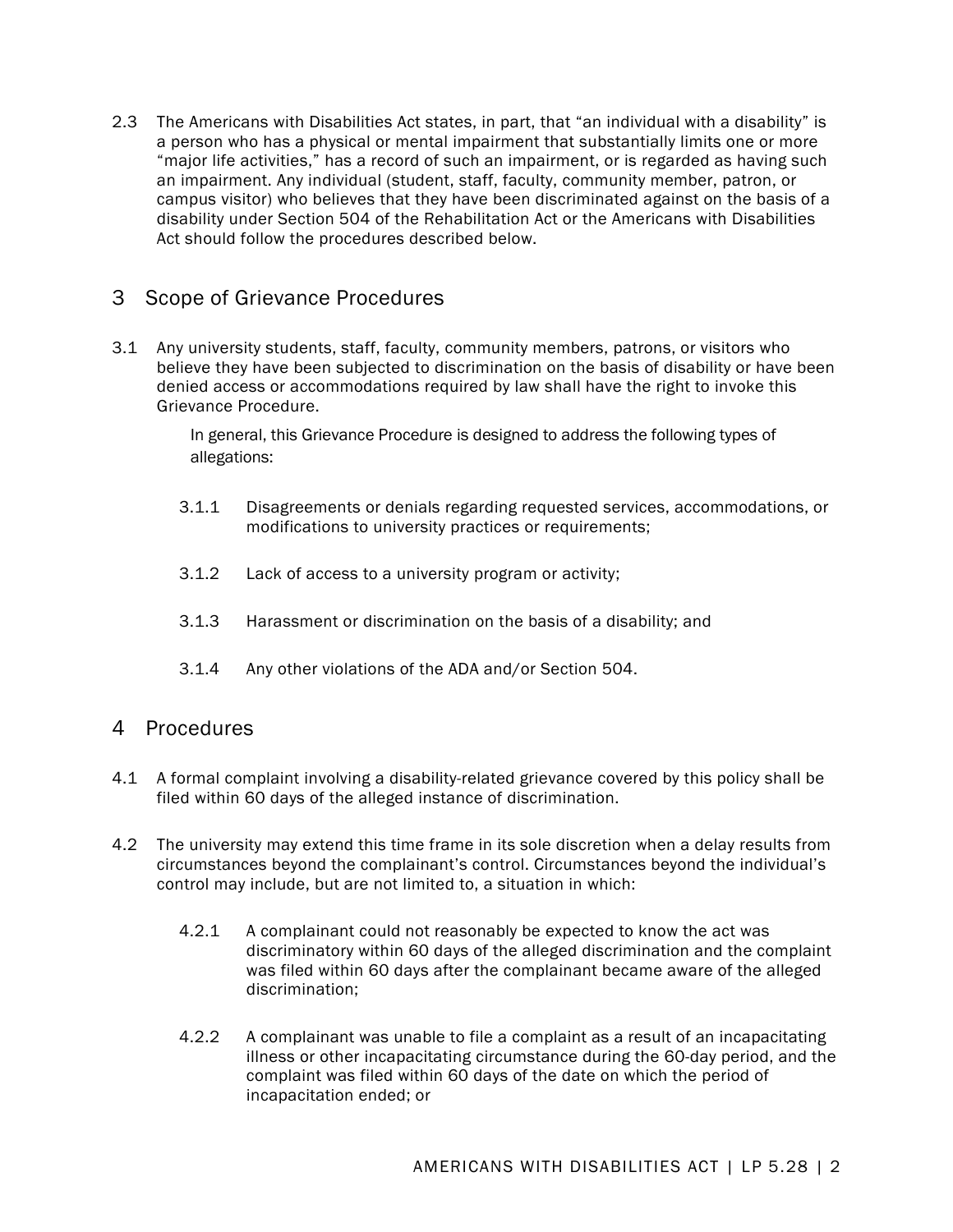2.3 The Americans with Disabilities Act states, in part, that "an individual with a disability" is a person who has a physical or mental impairment that substantially limits one or more "major life activities," has a record of such an impairment, or is regarded as having such an impairment. Any individual (student, staff, faculty, community member, patron, or campus visitor) who believes that they have been discriminated against on the basis of a disability under Section 504 of the Rehabilitation Act or the Americans with Disabilities Act should follow the procedures described below.

## 3 Scope of Grievance Procedures

3.1 Any university students, staff, faculty, community members, patrons, or visitors who believe they have been subjected to discrimination on the basis of disability or have been denied access or accommodations required by law shall have the right to invoke this Grievance Procedure.

In general, this Grievance Procedure is designed to address the following types of allegations:

3.1.1 Disagreements or denials regarding requested services, accommodations, or modifications to university practices or requirements;

3.1.2 Lack of access to a university program or activity;

3.1.3 Harassment or discrimination on the basis of a disability; and

3.1.4 Any other violations of the ADA and/or Section 504.

## 4 Procedures

4.1 A formal complaint involving a disability-related grievance covered by this policy shall be filed within 60 days of the alleged instance of discrimination.

4.2 The university may extend this time frame in its sole discretion when a delay results from circumstances beyond the complainant's control. Circumstances beyond the individual's control may include, but are not limited to, a situation in which:

4.2.1 A complainant could not reasonably be expected to know the act was discriminatory within 60 days of the alleged discrimination and the complaint was filed within 60 days after the complainant became aware of the alleged discrimination;

4.2.2 A complainant was unable to file a complaint as a result of an incapacitating illness or other incapacitating circumstance during the 60-day period, and the complaint was filed within 60 days of the date on which the period of incapacitation ended; or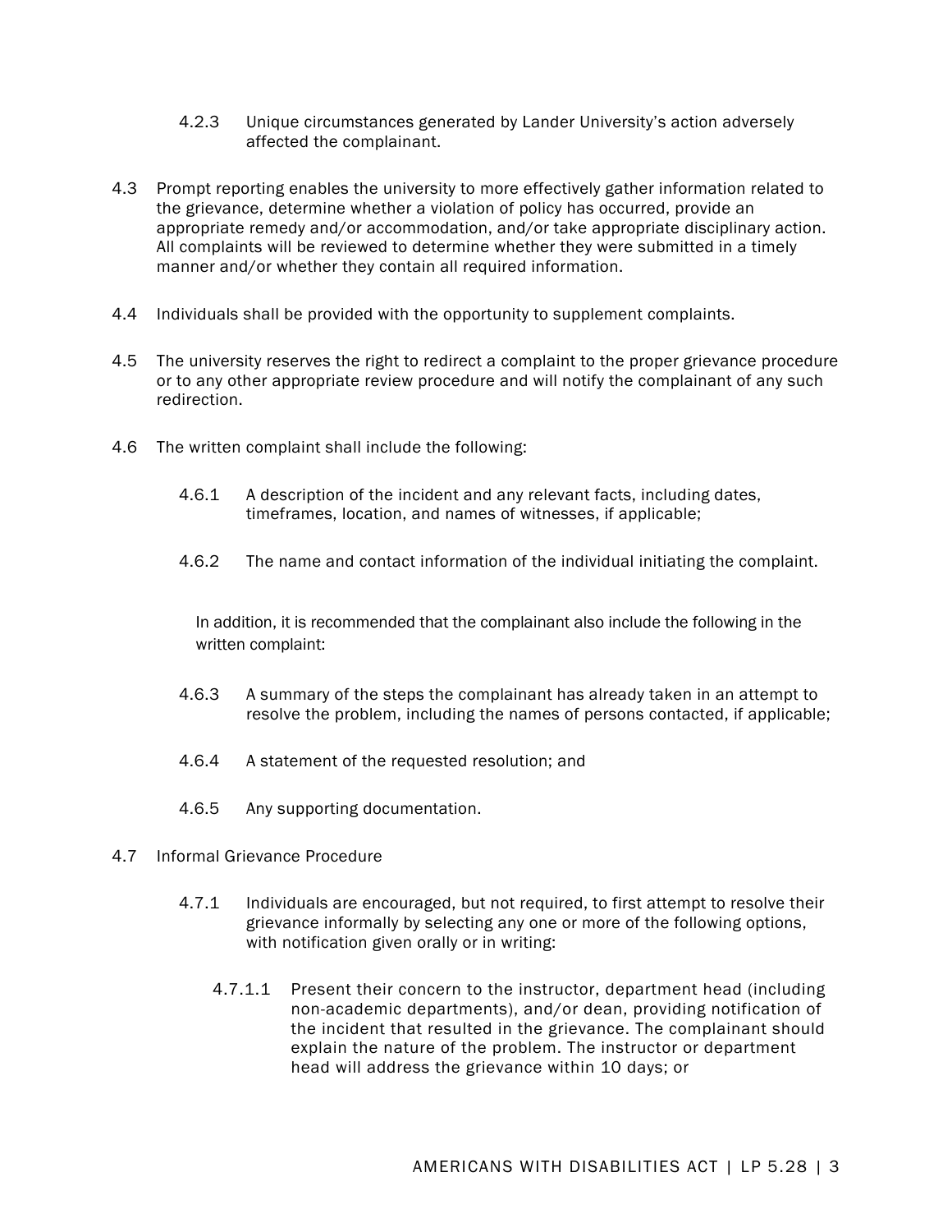4.2.3 Unique circumstances generated by Lander University's action adversely affected the complainant.

4.3 Prompt reporting enables the university to more effectively gather information related to the grievance, determine whether a violation of policy has occurred, provide an appropriate remedy and/or accommodation, and/or take appropriate disciplinary action. All complaints will be reviewed to determine whether they were submitted in a timely manner and/or whether they contain all required information.

4.4 Individuals shall be provided with the opportunity to supplement complaints.

4.5 The university reserves the right to redirect a complaint to the proper grievance procedure or to any other appropriate review procedure and will notify the complainant of any such redirection.

4.6 The written complaint shall include the following:

4.6.1 A description of the incident and any relevant facts, including dates, timeframes, location, and names of witnesses, if applicable;

4.6.2 The name and contact information of the individual initiating the complaint.

In addition, it is recommended that the complainant also include the following in the written complaint:

4.6.3 A summary of the steps the complainant has already taken in an attempt to resolve the problem, including the names of persons contacted, if applicable;

4.6.4 A statement of the requested resolution; and

4.6.5 Any supporting documentation.

4.7 Informal Grievance Procedure

4.7.1 Individuals are encouraged, but not required, to first attempt to resolve their grievance informally by selecting any one or more of the following options, with notification given orally or in writing:

4.7.1.1 Present their concern to the instructor, department head (including non-academic departments), and/or dean, providing notification of the incident that resulted in the grievance. The complainant should explain the nature of the problem. The instructor or department head will address the grievance within 10 days; or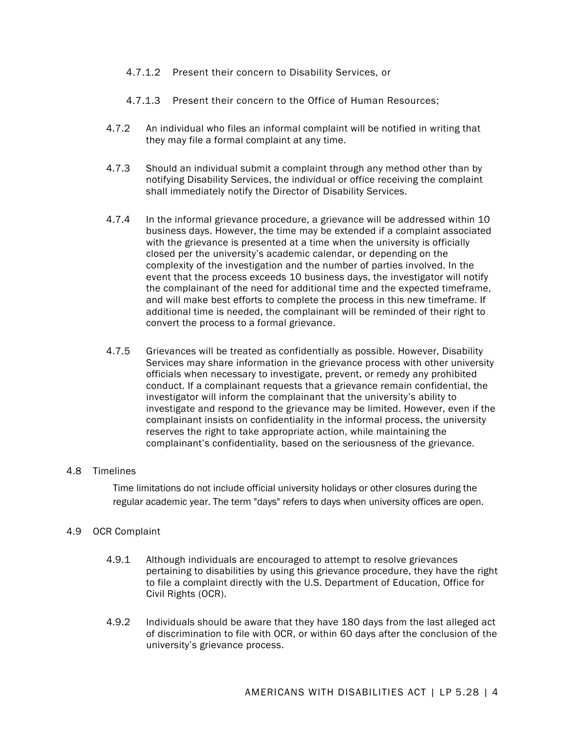4.7.1.2 Present their concern to Disability Services, or

4.7.1.3 Present their concern to the Office of Human Resources;

4.7.2 An individual who files an informal complaint will be notified in writing that they may file a formal complaint at any time.

4.7.3 Should an individual submit a complaint through any method other than by notifying Disability Services, the individual or office receiving the complaint shall immediately notify the Director of Disability Services.

4.7.4 In the informal grievance procedure, a grievance will be addressed within 10 business days. However, the time may be extended if a complaint associated with the grievance is presented at a time when the university is officially closed per the university's academic calendar, or depending on the complexity of the investigation and the number of parties involved. In the event that the process exceeds 10 business days, the investigator will notify the complainant of the need for additional time and the expected timeframe, and will make best efforts to complete the process in this new timeframe. If additional time is needed, the complainant will be reminded of their right to convert the process to a formal grievance.

4.7.5 Grievances will be treated as confidentially as possible. However, Disability Services may share information in the grievance process with other university officials when necessary to investigate, prevent, or remedy any prohibited conduct. If a complainant requests that a grievance remain confidential, the investigator will inform the complainant that the university's ability to investigate and respond to the grievance may be limited. However, even if the complainant insists on confidentiality in the informal process, the university reserves the right to take appropriate action, while maintaining the complainant's confidentiality, based on the seriousness of the grievance.

4.8 Timelines

Time limitations do not include official university holidays or other closures during the regular academic year. The term "days" refers to days when university offices are open.

4.9 OCR Complaint

4.9.1 Although individuals are encouraged to attempt to resolve grievances pertaining to disabilities by using this grievance procedure, they have the right to file a complaint directly with the U.S. Department of Education, Office for Civil Rights (OCR).

4.9.2 Individuals should be aware that they have 180 days from the last alleged act of discrimination to file with OCR, or within 60 days after the conclusion of the university's grievance process.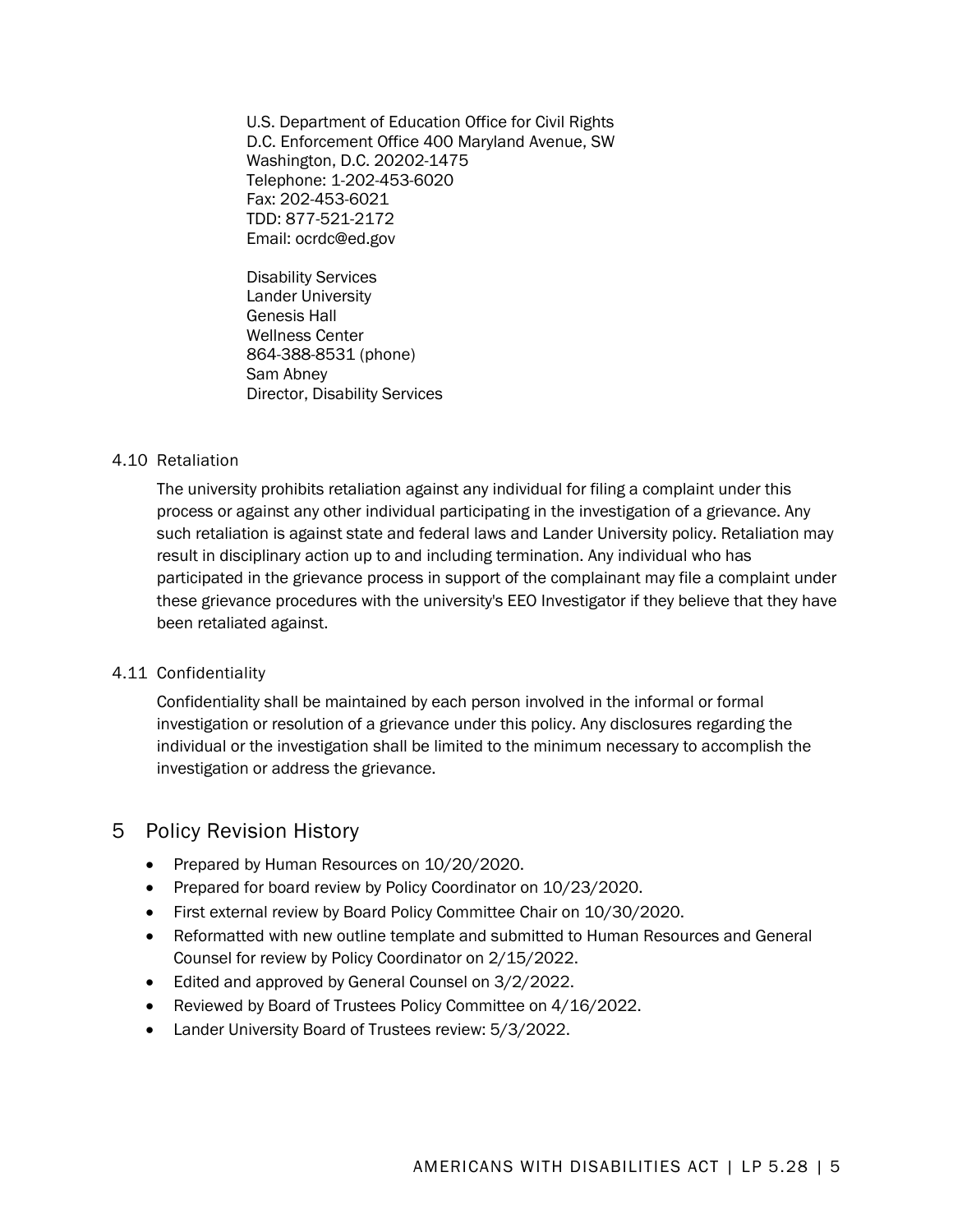U.S. Department of Education Office for Civil Rights
D.C. Enforcement Office 400 Maryland Avenue, SW
Washington, D.C. 20202-1475
Telephone: 1-202-453-6020
Fax: 202-453-6021
TDD: 877-521-2172
Email: ocrdc@ed.gov

Disability Services
Lander University
Genesis Hall
Wellness Center
864-388-8531 (phone)
Sam Abney
Director, Disability Services

### 4.10 Retaliation

The university prohibits retaliation against any individual for filing a complaint under this process or against any other individual participating in the investigation of a grievance. Any such retaliation is against state and federal laws and Lander University policy. Retaliation may result in disciplinary action up to and including termination. Any individual who has participated in the grievance process in support of the complainant may file a complaint under these grievance procedures with the university's EEO Investigator if they believe that they have been retaliated against.

### 4.11 Confidentiality

Confidentiality shall be maintained by each person involved in the informal or formal investigation or resolution of a grievance under this policy. Any disclosures regarding the individual or the investigation shall be limited to the minimum necessary to accomplish the investigation or address the grievance.

## 5 Policy Revision History

- Prepared by Human Resources on 10/20/2020.
- Prepared for board review by Policy Coordinator on 10/23/2020.
- First external review by Board Policy Committee Chair on 10/30/2020.
- Reformatted with new outline template and submitted to Human Resources and General Counsel for review by Policy Coordinator on 2/15/2022.
- Edited and approved by General Counsel on 3/2/2022.
- Reviewed by Board of Trustees Policy Committee on 4/16/2022.
- Lander University Board of Trustees review: 5/3/2022.